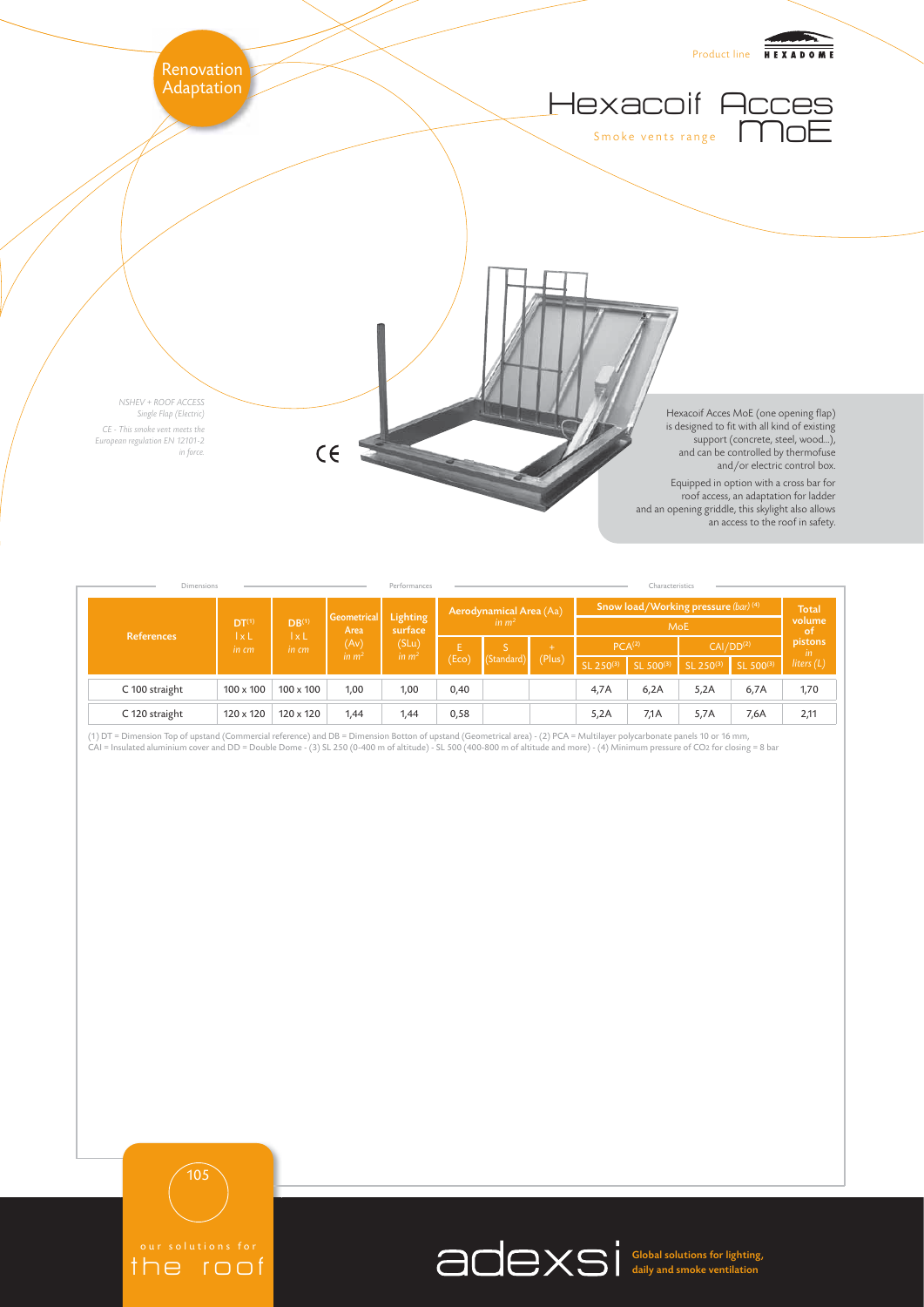Renovation Adaptation

Product line HEXADOME

# Hexacoif Acces MoE

Smoke vents range

*NSHEV + ROOF ACCESS*
*Single Flap (Electric)*

*CE - This smoke vent meets the European regulation EN 12101-2 in force.*

CE

Hexacoif Acces MoE (one opening flap) is designed to fit with all kind of existing support (concrete, steel, wood...), and can be controlled by thermofuse and/or electric control box.

Equipped in option with a cross bar for roof access, an adaptation for ladder and an opening griddle, this skylight also allows an access to the roof in safety.

| Dimensions | | | Performances | | | | | Characteristics | | | | |
|---|---|---|---|---|---|---|---|---|---|---|---|---|
| References | DT[1] l x L *in cm* | DB[1] l x L *in cm* | Geometrical Area (Av) *in $m^2$* | Lighting surface (SLu) *in $m^2$* | Aerodynamical Area (Aa) *in $m^2$* | | | Snow load/Working pressure *(bar)* [4] | | | | Total volume of pistons *in liters (L)* |
| | | | | | | | | MoE | | | | |
| | | | | | E (Eco) | S (Standard) | + (Plus) | PCA[2] | | CAI/DD[2] | | |
| | | | | | | | | SL 250[3] | SL 500[3] | SL 250[3] | SL 500[3] | |
| C 100 straight | 100 x 100 | 100 x 100 | 1,00 | 1,00 | 0,40 | | | 4,7A | 6,2A | 5,2A | 6,7A | 1,70 |
| C 120 straight | 120 x 120 | 120 x 120 | 1,44 | 1,44 | 0,58 | | | 5,2A | 7,1A | 5,7A | 7,6A | 2,11 |

(1) DT = Dimension Top of upstand (Commercial reference) and DB = Dimension Botton of upstand (Geometrical area) - (2) PCA = Multilayer polycarbonate panels 10 or 16 mm,
CAI = Insulated aluminium cover and DD = Double Dome - (3) SL 250 (0-400 m of altitude) - SL 500 (400-800 m of altitude and more) - (4) Minimum pressure of $CO_2$ for closing = 8 bar

our solutions for the roof

adexsi Global solutions for lighting, daily and smoke ventilation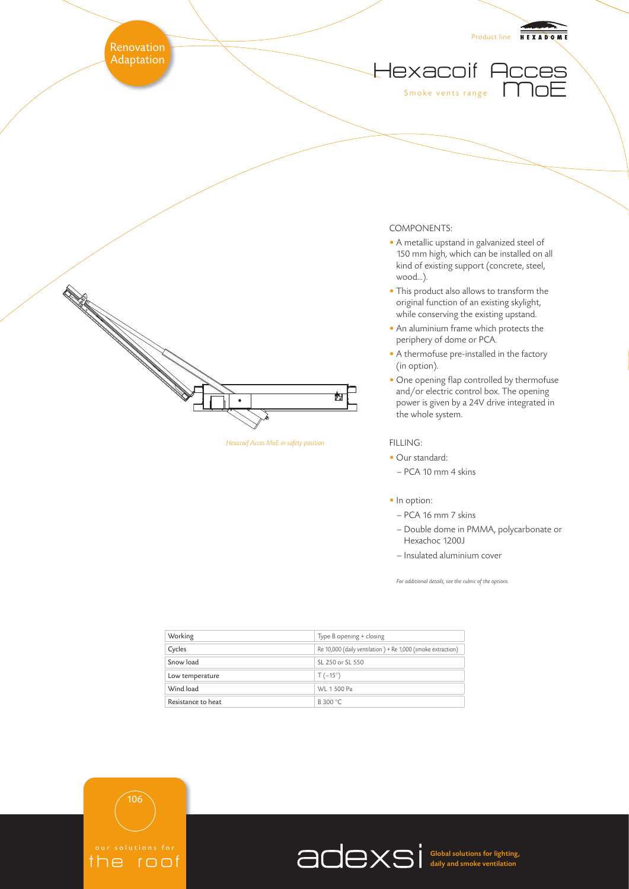Renovation
Adaptation

Product line HEXADOME

# Hexacoif Acces MoE

Smoke vents range

*Hexacoif Acces MoE in safety position*

## COMPONENTS:

- A metallic upstand in galvanized steel of 150 mm high, which can be installed on all kind of existing support (concrete, steel, wood...).
- This product also allows to transform the original function of an existing skylight, while conserving the existing upstand.
- An aluminium frame which protects the periphery of dome or PCA.
- A thermofuse pre-installed in the factory (in option).
- One opening flap controlled by thermofuse and/or electric control box. The opening power is given by a 24V drive integrated in the whole system.

## FILLING:

- Our standard:
  - PCA 10 mm 4 skins

- In option:
  - PCA 16 mm 7 skins
  - Double dome in PMMA, polycarbonate or Hexachoc 1200J
  - Insulated aluminium cover

*For additional details, see the rubric of the options.*

| | |
|---|---|
| Working | Type B opening + closing |
| Cycles | Re 10,000 (daily ventilation ) + Re 1,000 (smoke extraction) |
| Snow load | SL 250 or SL 550 |
| Low temperature | T (−15°) |
| Wind load | WL 1 500 Pa |
| Resistance to heat | B 300 °C |

our solutions for the roof

adexsi Global solutions for lighting, daily and smoke ventilation